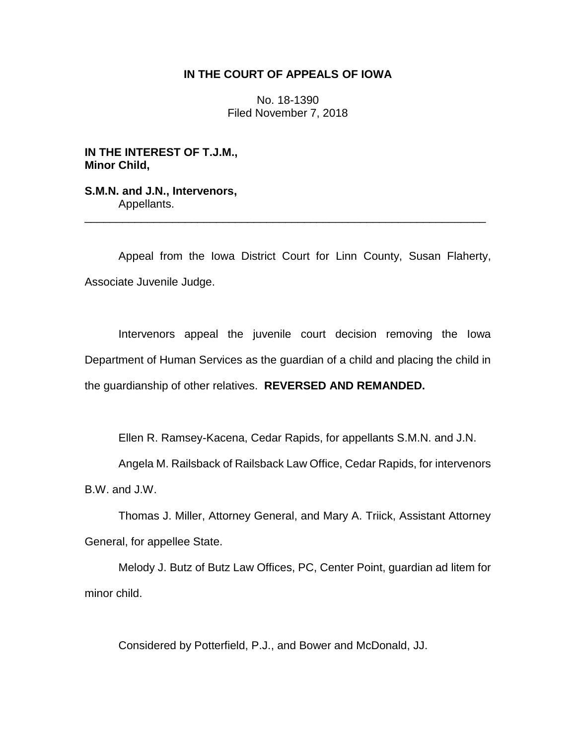**IN THE COURT OF APPEALS OF IOWA**

No. 18-1390
Filed November 7, 2018

**IN THE INTEREST OF T.J.M., Minor Child,**

**S.M.N. and J.N., Intervenors,**
Appellants.

---

Appeal from the Iowa District Court for Linn County, Susan Flaherty, Associate Juvenile Judge.

Intervenors appeal the juvenile court decision removing the Iowa Department of Human Services as the guardian of a child and placing the child in the guardianship of other relatives. **REVERSED AND REMANDED.**

Ellen R. Ramsey-Kacena, Cedar Rapids, for appellants S.M.N. and J.N.

Angela M. Railsback of Railsback Law Office, Cedar Rapids, for intervenors B.W. and J.W.

Thomas J. Miller, Attorney General, and Mary A. Triick, Assistant Attorney General, for appellee State.

Melody J. Butz of Butz Law Offices, PC, Center Point, guardian ad litem for minor child.

Considered by Potterfield, P.J., and Bower and McDonald, JJ.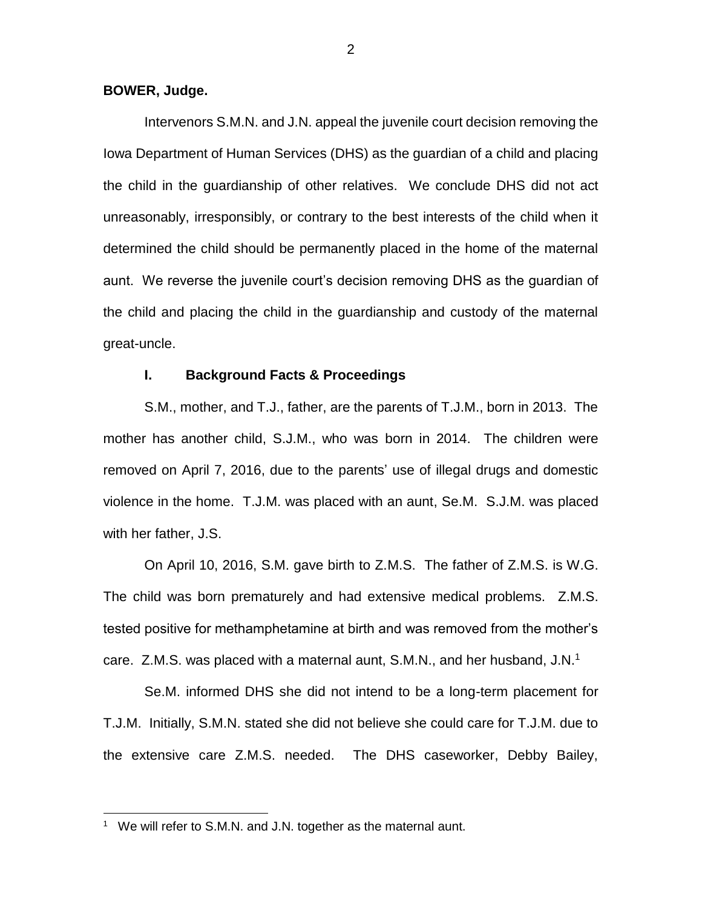**BOWER, Judge.**

Intervenors S.M.N. and J.N. appeal the juvenile court decision removing the Iowa Department of Human Services (DHS) as the guardian of a child and placing the child in the guardianship of other relatives. We conclude DHS did not act unreasonably, irresponsibly, or contrary to the best interests of the child when it determined the child should be permanently placed in the home of the maternal aunt. We reverse the juvenile court's decision removing DHS as the guardian of the child and placing the child in the guardianship and custody of the maternal great-uncle.

## I. Background Facts & Proceedings

S.M., mother, and T.J., father, are the parents of T.J.M., born in 2013. The mother has another child, S.J.M., who was born in 2014. The children were removed on April 7, 2016, due to the parents' use of illegal drugs and domestic violence in the home. T.J.M. was placed with an aunt, Se.M. S.J.M. was placed with her father, J.S.

On April 10, 2016, S.M. gave birth to Z.M.S. The father of Z.M.S. is W.G. The child was born prematurely and had extensive medical problems. Z.M.S. tested positive for methamphetamine at birth and was removed from the mother's care. Z.M.S. was placed with a maternal aunt, S.M.N., and her husband, J.N.[1]

Se.M. informed DHS she did not intend to be a long-term placement for T.J.M. Initially, S.M.N. stated she did not believe she could care for T.J.M. due to the extensive care Z.M.S. needed. The DHS caseworker, Debby Bailey,

[1] We will refer to S.M.N. and J.N. together as the maternal aunt.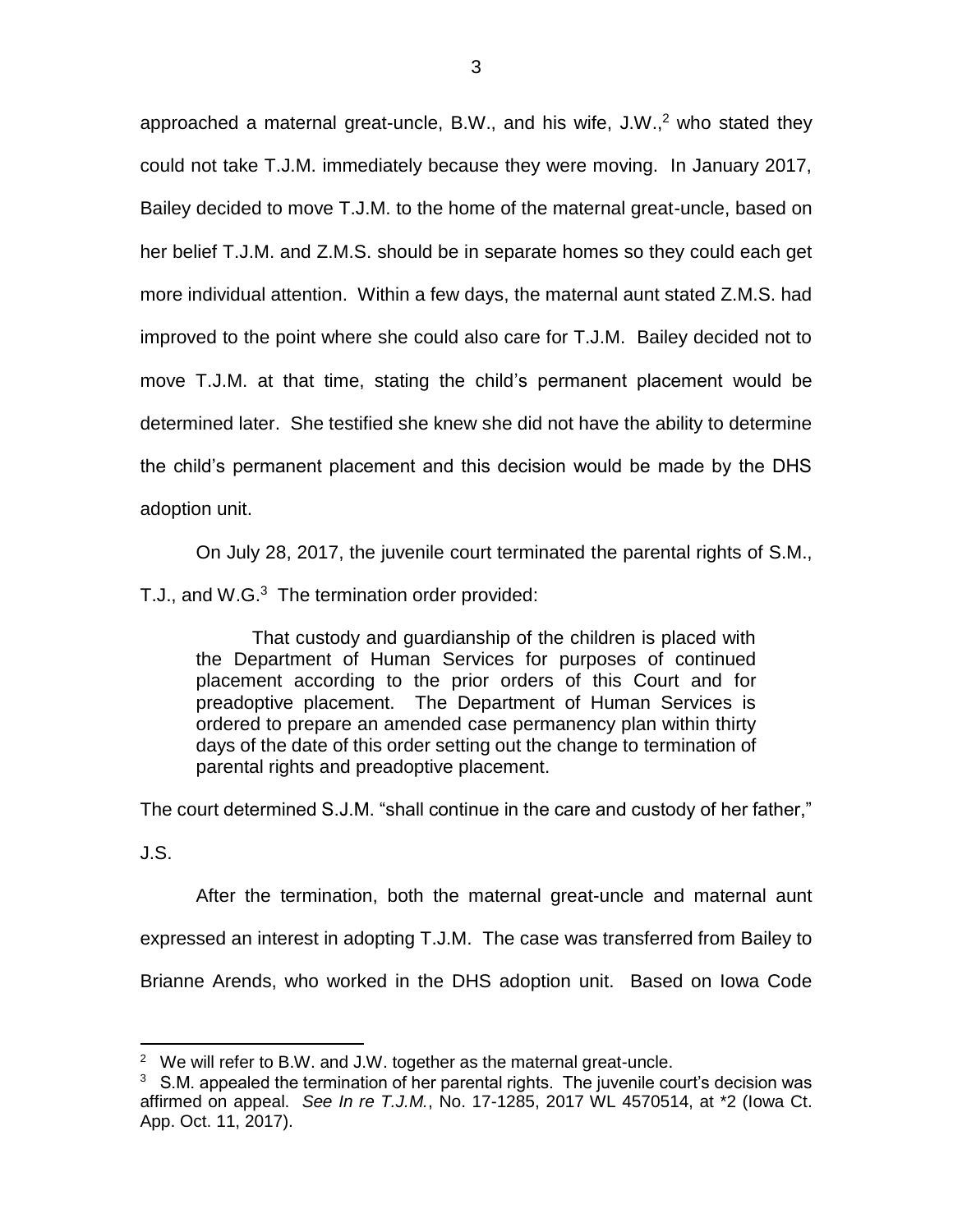approached a maternal great-uncle, B.W., and his wife, J.W.,[2] who stated they could not take T.J.M. immediately because they were moving. In January 2017, Bailey decided to move T.J.M. to the home of the maternal great-uncle, based on her belief T.J.M. and Z.M.S. should be in separate homes so they could each get more individual attention. Within a few days, the maternal aunt stated Z.M.S. had improved to the point where she could also care for T.J.M. Bailey decided not to move T.J.M. at that time, stating the child's permanent placement would be determined later. She testified she knew she did not have the ability to determine the child's permanent placement and this decision would be made by the DHS adoption unit.

On July 28, 2017, the juvenile court terminated the parental rights of S.M., T.J., and W.G.[3] The termination order provided:

> That custody and guardianship of the children is placed with the Department of Human Services for purposes of continued placement according to the prior orders of this Court and for preadoptive placement. The Department of Human Services is ordered to prepare an amended case permanency plan within thirty days of the date of this order setting out the change to termination of parental rights and preadoptive placement.

The court determined S.J.M. "shall continue in the care and custody of her father," J.S.

After the termination, both the maternal great-uncle and maternal aunt expressed an interest in adopting T.J.M. The case was transferred from Bailey to Brianne Arends, who worked in the DHS adoption unit. Based on Iowa Code

---

[2] We will refer to B.W. and J.W. together as the maternal great-uncle.

[3] S.M. appealed the termination of her parental rights. The juvenile court's decision was affirmed on appeal. *See In re T.J.M.*, No. 17-1285, 2017 WL 4570514, at *2 (Iowa Ct. App. Oct. 11, 2017).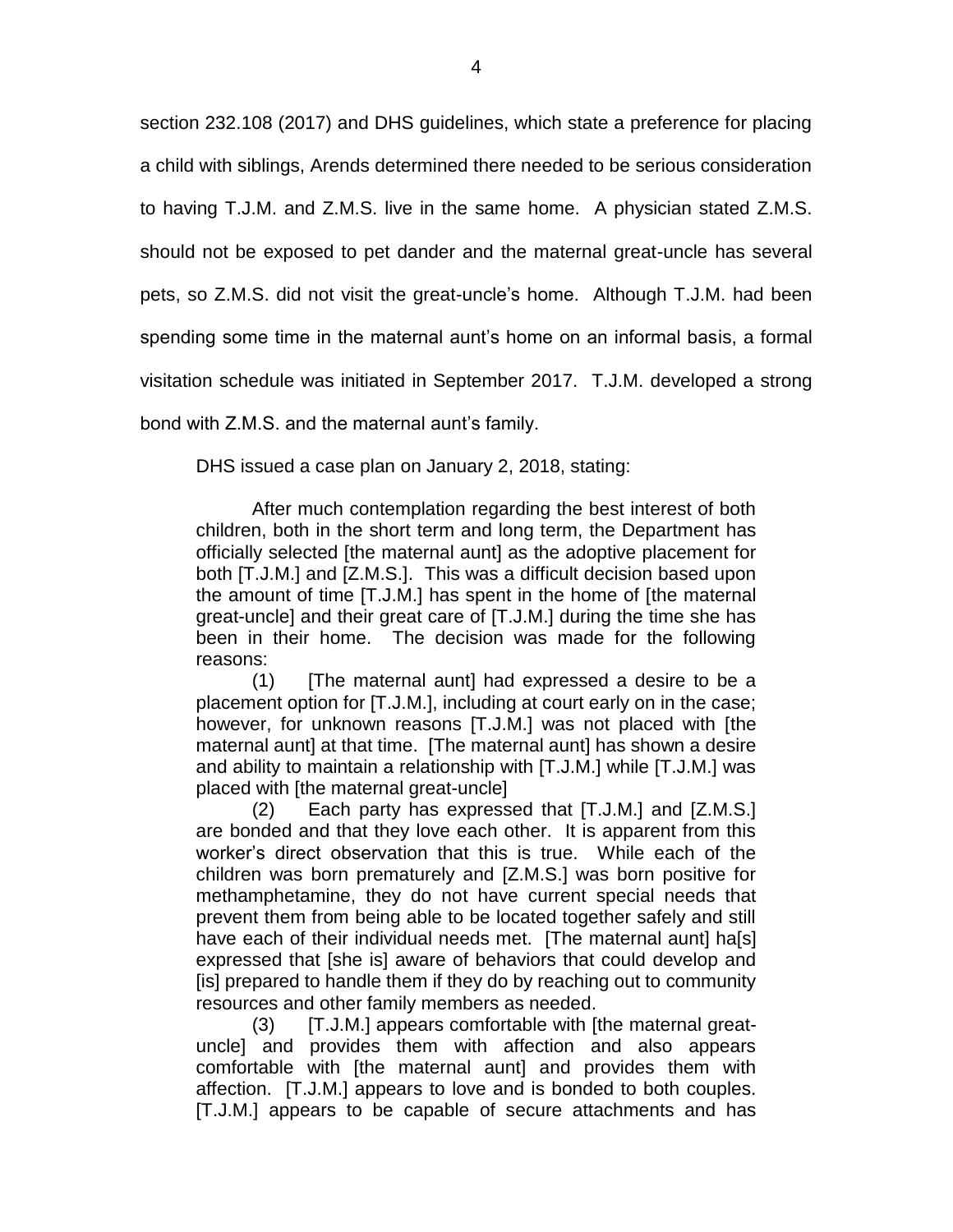section 232.108 (2017) and DHS guidelines, which state a preference for placing a child with siblings, Arends determined there needed to be serious consideration to having T.J.M. and Z.M.S. live in the same home. A physician stated Z.M.S. should not be exposed to pet dander and the maternal great-uncle has several pets, so Z.M.S. did not visit the great-uncle's home. Although T.J.M. had been spending some time in the maternal aunt's home on an informal basis, a formal visitation schedule was initiated in September 2017. T.J.M. developed a strong bond with Z.M.S. and the maternal aunt's family.

DHS issued a case plan on January 2, 2018, stating:

> After much contemplation regarding the best interest of both children, both in the short term and long term, the Department has officially selected [the maternal aunt] as the adoptive placement for both [T.J.M.] and [Z.M.S.]. This was a difficult decision based upon the amount of time [T.J.M.] has spent in the home of [the maternal great-uncle] and their great care of [T.J.M.] during the time she has been in their home. The decision was made for the following reasons:
>
> (1) [The maternal aunt] had expressed a desire to be a placement option for [T.J.M.], including at court early on in the case; however, for unknown reasons [T.J.M.] was not placed with [the maternal aunt] at that time. [The maternal aunt] has shown a desire and ability to maintain a relationship with [T.J.M.] while [T.J.M.] was placed with [the maternal great-uncle]
>
> (2) Each party has expressed that [T.J.M.] and [Z.M.S.] are bonded and that they love each other. It is apparent from this worker's direct observation that this is true. While each of the children was born prematurely and [Z.M.S.] was born positive for methamphetamine, they do not have current special needs that prevent them from being able to be located together safely and still have each of their individual needs met. [The maternal aunt] ha[s] expressed that [she is] aware of behaviors that could develop and [is] prepared to handle them if they do by reaching out to community resources and other family members as needed.
>
> (3) [T.J.M.] appears comfortable with [the maternal great-uncle] and provides them with affection and also appears comfortable with [the maternal aunt] and provides them with affection. [T.J.M.] appears to love and is bonded to both couples. [T.J.M.] appears to be capable of secure attachments and has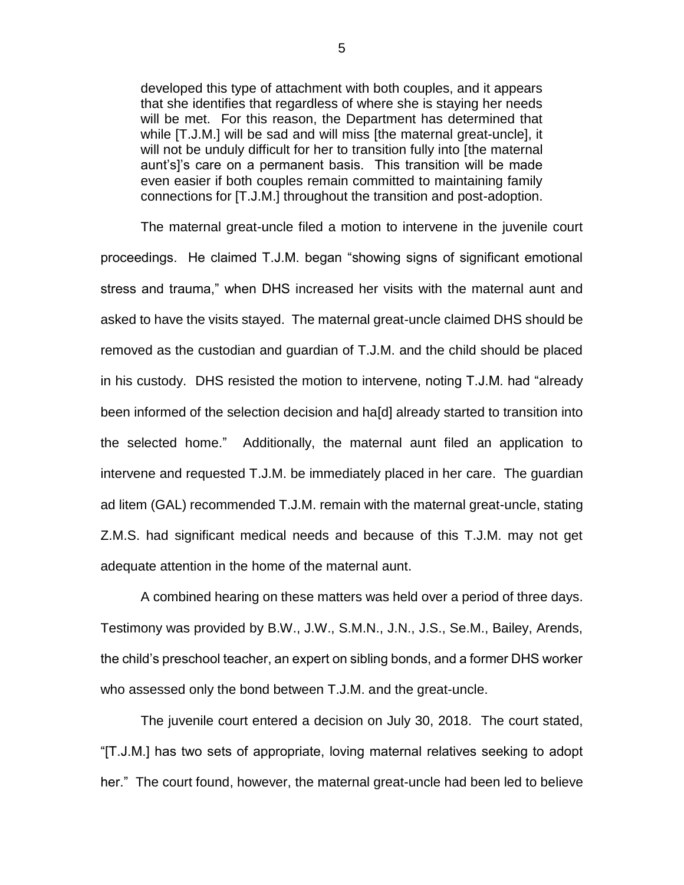> developed this type of attachment with both couples, and it appears that she identifies that regardless of where she is staying her needs will be met. For this reason, the Department has determined that while [T.J.M.] will be sad and will miss [the maternal great-uncle], it will not be unduly difficult for her to transition fully into [the maternal aunt's]'s care on a permanent basis. This transition will be made even easier if both couples remain committed to maintaining family connections for [T.J.M.] throughout the transition and post-adoption.

The maternal great-uncle filed a motion to intervene in the juvenile court proceedings. He claimed T.J.M. began "showing signs of significant emotional stress and trauma," when DHS increased her visits with the maternal aunt and asked to have the visits stayed. The maternal great-uncle claimed DHS should be removed as the custodian and guardian of T.J.M. and the child should be placed in his custody. DHS resisted the motion to intervene, noting T.J.M. had "already been informed of the selection decision and ha[d] already started to transition into the selected home." Additionally, the maternal aunt filed an application to intervene and requested T.J.M. be immediately placed in her care. The guardian ad litem (GAL) recommended T.J.M. remain with the maternal great-uncle, stating Z.M.S. had significant medical needs and because of this T.J.M. may not get adequate attention in the home of the maternal aunt.

A combined hearing on these matters was held over a period of three days. Testimony was provided by B.W., J.W., S.M.N., J.N., J.S., Se.M., Bailey, Arends, the child's preschool teacher, an expert on sibling bonds, and a former DHS worker who assessed only the bond between T.J.M. and the great-uncle.

The juvenile court entered a decision on July 30, 2018. The court stated, "[T.J.M.] has two sets of appropriate, loving maternal relatives seeking to adopt her." The court found, however, the maternal great-uncle had been led to believe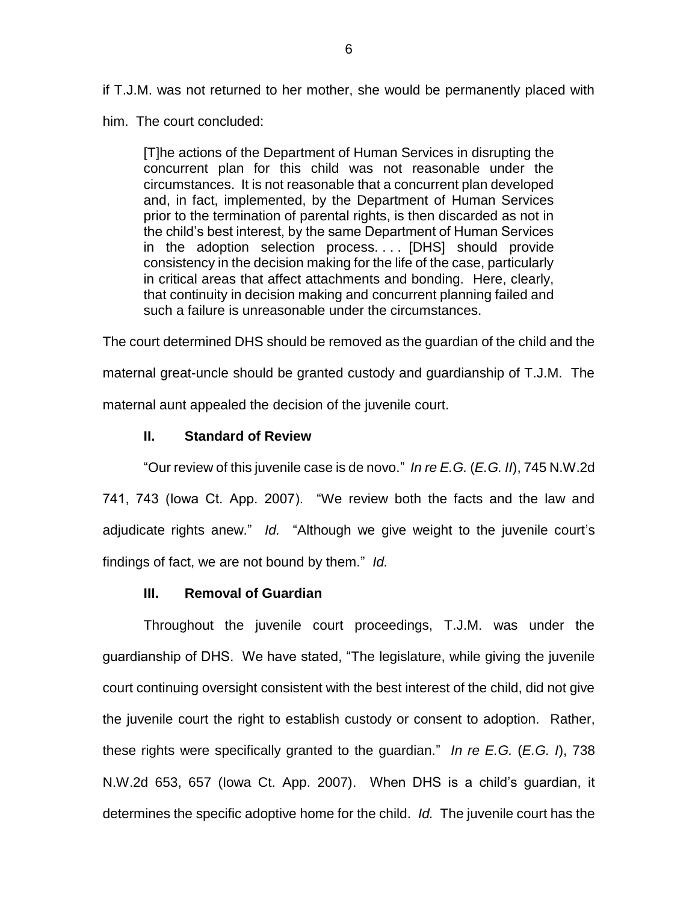if T.J.M. was not returned to her mother, she would be permanently placed with him. The court concluded:

> [T]he actions of the Department of Human Services in disrupting the concurrent plan for this child was not reasonable under the circumstances. It is not reasonable that a concurrent plan developed and, in fact, implemented, by the Department of Human Services prior to the termination of parental rights, is then discarded as not in the child's best interest, by the same Department of Human Services in the adoption selection process. . . . [DHS] should provide consistency in the decision making for the life of the case, particularly in critical areas that affect attachments and bonding. Here, clearly, that continuity in decision making and concurrent planning failed and such a failure is unreasonable under the circumstances.

The court determined DHS should be removed as the guardian of the child and the maternal great-uncle should be granted custody and guardianship of T.J.M. The maternal aunt appealed the decision of the juvenile court.

## II. Standard of Review

"Our review of this juvenile case is de novo." *In re E.G.* (*E.G. II*), 745 N.W.2d 741, 743 (Iowa Ct. App. 2007). "We review both the facts and the law and adjudicate rights anew." *Id.* "Although we give weight to the juvenile court's findings of fact, we are not bound by them." *Id.*

## III. Removal of Guardian

Throughout the juvenile court proceedings, T.J.M. was under the guardianship of DHS. We have stated, "The legislature, while giving the juvenile court continuing oversight consistent with the best interest of the child, did not give the juvenile court the right to establish custody or consent to adoption. Rather, these rights were specifically granted to the guardian." *In re E.G.* (*E.G. I*), 738 N.W.2d 653, 657 (Iowa Ct. App. 2007). When DHS is a child's guardian, it determines the specific adoptive home for the child. *Id.* The juvenile court has the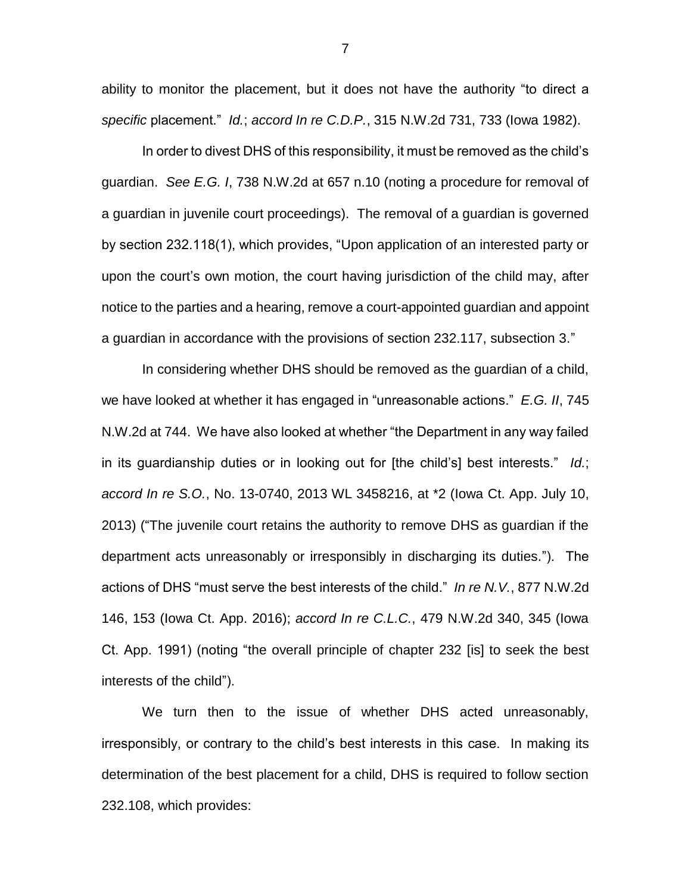ability to monitor the placement, but it does not have the authority "to direct a *specific* placement." *Id.*; *accord In re C.D.P.*, 315 N.W.2d 731, 733 (Iowa 1982).

In order to divest DHS of this responsibility, it must be removed as the child's guardian. *See E.G. I*, 738 N.W.2d at 657 n.10 (noting a procedure for removal of a guardian in juvenile court proceedings). The removal of a guardian is governed by section 232.118(1), which provides, "Upon application of an interested party or upon the court's own motion, the court having jurisdiction of the child may, after notice to the parties and a hearing, remove a court-appointed guardian and appoint a guardian in accordance with the provisions of section 232.117, subsection 3."

In considering whether DHS should be removed as the guardian of a child, we have looked at whether it has engaged in "unreasonable actions." *E.G. II*, 745 N.W.2d at 744. We have also looked at whether "the Department in any way failed in its guardianship duties or in looking out for [the child's] best interests." *Id.*; *accord In re S.O.*, No. 13-0740, 2013 WL 3458216, at *2 (Iowa Ct. App. July 10, 2013) ("The juvenile court retains the authority to remove DHS as guardian if the department acts unreasonably or irresponsibly in discharging its duties."). The actions of DHS "must serve the best interests of the child." *In re N.V.*, 877 N.W.2d 146, 153 (Iowa Ct. App. 2016); *accord In re C.L.C.*, 479 N.W.2d 340, 345 (Iowa Ct. App. 1991) (noting "the overall principle of chapter 232 [is] to seek the best interests of the child").

We turn then to the issue of whether DHS acted unreasonably, irresponsibly, or contrary to the child's best interests in this case. In making its determination of the best placement for a child, DHS is required to follow section 232.108, which provides: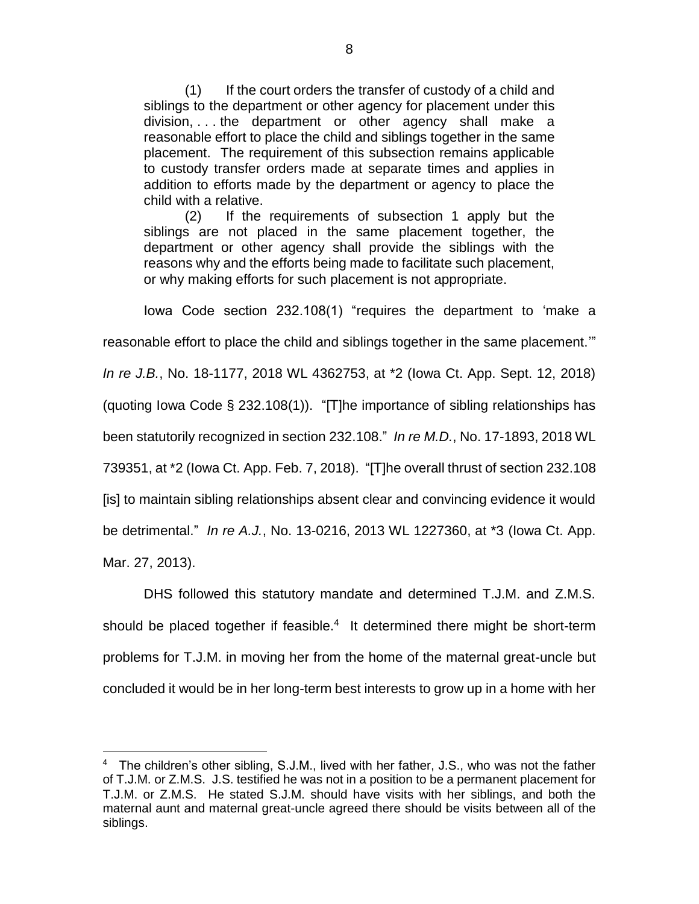(1) If the court orders the transfer of custody of a child and siblings to the department or other agency for placement under this division, . . . the department or other agency shall make a reasonable effort to place the child and siblings together in the same placement. The requirement of this subsection remains applicable to custody transfer orders made at separate times and applies in addition to efforts made by the department or agency to place the child with a relative.

(2) If the requirements of subsection 1 apply but the siblings are not placed in the same placement together, the department or other agency shall provide the siblings with the reasons why and the efforts being made to facilitate such placement, or why making efforts for such placement is not appropriate.

Iowa Code section 232.108(1) "requires the department to 'make a reasonable effort to place the child and siblings together in the same placement.'" *In re J.B.*, No. 18-1177, 2018 WL 4362753, at *2 (Iowa Ct. App. Sept. 12, 2018) (quoting Iowa Code § 232.108(1)). "[T]he importance of sibling relationships has been statutorily recognized in section 232.108." *In re M.D.*, No. 17-1893, 2018 WL 739351, at *2 (Iowa Ct. App. Feb. 7, 2018). "[T]he overall thrust of section 232.108 [is] to maintain sibling relationships absent clear and convincing evidence it would be detrimental." *In re A.J.*, No. 13-0216, 2013 WL 1227360, at *3 (Iowa Ct. App. Mar. 27, 2013).

DHS followed this statutory mandate and determined T.J.M. and Z.M.S. should be placed together if feasible.[4] It determined there might be short-term problems for T.J.M. in moving her from the home of the maternal great-uncle but concluded it would be in her long-term best interests to grow up in a home with her

---

[4] The children's other sibling, S.J.M., lived with her father, J.S., who was not the father of T.J.M. or Z.M.S. J.S. testified he was not in a position to be a permanent placement for T.J.M. or Z.M.S. He stated S.J.M. should have visits with her siblings, and both the maternal aunt and maternal great-uncle agreed there should be visits between all of the siblings.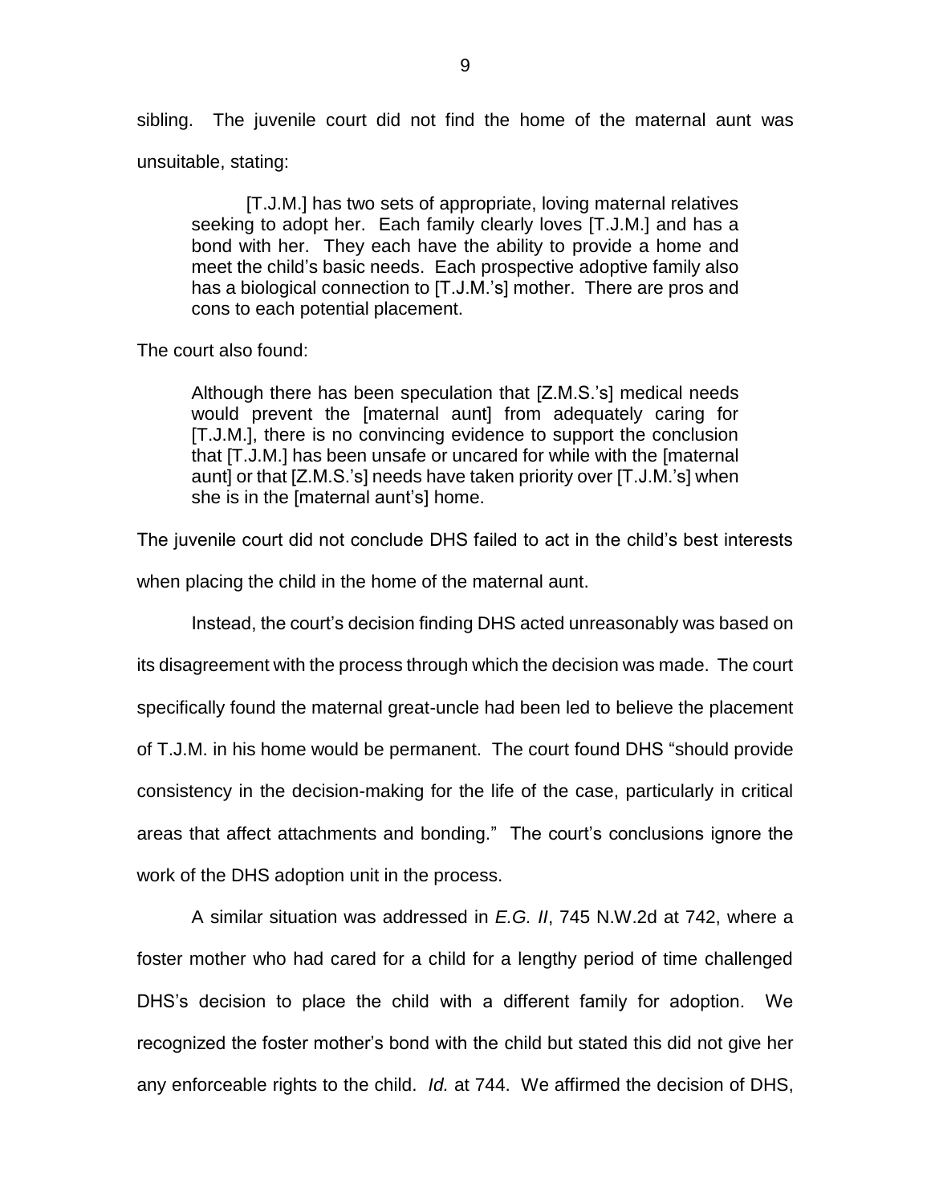sibling. The juvenile court did not find the home of the maternal aunt was unsuitable, stating:

> [T.J.M.] has two sets of appropriate, loving maternal relatives seeking to adopt her. Each family clearly loves [T.J.M.] and has a bond with her. They each have the ability to provide a home and meet the child's basic needs. Each prospective adoptive family also has a biological connection to [T.J.M.'s] mother. There are pros and cons to each potential placement.

The court also found:

> Although there has been speculation that [Z.M.S.'s] medical needs would prevent the [maternal aunt] from adequately caring for [T.J.M.], there is no convincing evidence to support the conclusion that [T.J.M.] has been unsafe or uncared for while with the [maternal aunt] or that [Z.M.S.'s] needs have taken priority over [T.J.M.'s] when she is in the [maternal aunt's] home.

The juvenile court did not conclude DHS failed to act in the child's best interests when placing the child in the home of the maternal aunt.

Instead, the court's decision finding DHS acted unreasonably was based on its disagreement with the process through which the decision was made. The court specifically found the maternal great-uncle had been led to believe the placement of T.J.M. in his home would be permanent. The court found DHS "should provide consistency in the decision-making for the life of the case, particularly in critical areas that affect attachments and bonding." The court's conclusions ignore the work of the DHS adoption unit in the process.

A similar situation was addressed in *E.G. II*, 745 N.W.2d at 742, where a foster mother who had cared for a child for a lengthy period of time challenged DHS's decision to place the child with a different family for adoption. We recognized the foster mother's bond with the child but stated this did not give her any enforceable rights to the child. *Id.* at 744. We affirmed the decision of DHS,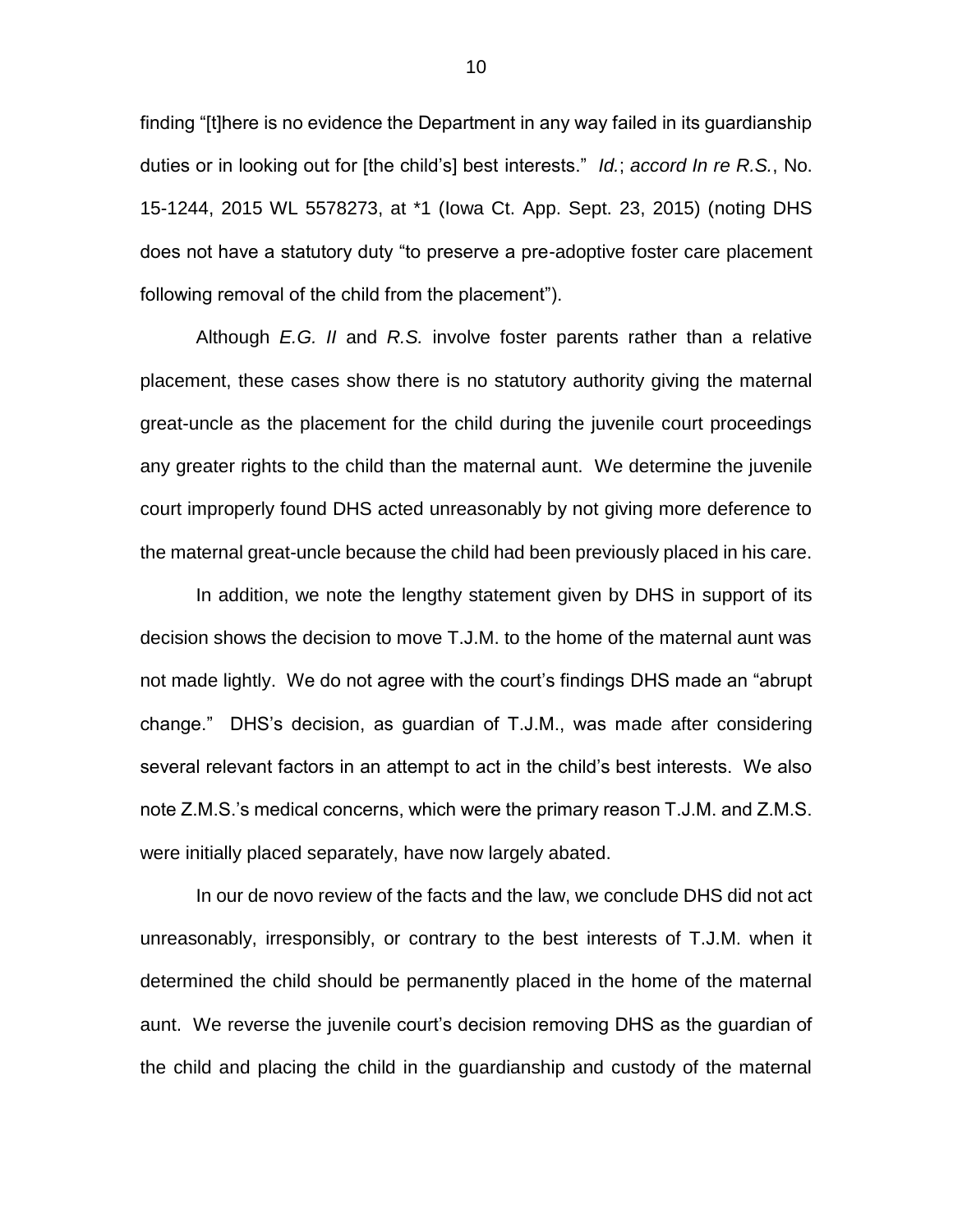finding "[t]here is no evidence the Department in any way failed in its guardianship duties or in looking out for [the child's] best interests." *Id.*; *accord In re R.S.*, No. 15-1244, 2015 WL 5578273, at *1 (Iowa Ct. App. Sept. 23, 2015) (noting DHS does not have a statutory duty "to preserve a pre-adoptive foster care placement following removal of the child from the placement").

Although *E.G. II* and *R.S.* involve foster parents rather than a relative placement, these cases show there is no statutory authority giving the maternal great-uncle as the placement for the child during the juvenile court proceedings any greater rights to the child than the maternal aunt. We determine the juvenile court improperly found DHS acted unreasonably by not giving more deference to the maternal great-uncle because the child had been previously placed in his care.

In addition, we note the lengthy statement given by DHS in support of its decision shows the decision to move T.J.M. to the home of the maternal aunt was not made lightly. We do not agree with the court's findings DHS made an "abrupt change." DHS's decision, as guardian of T.J.M., was made after considering several relevant factors in an attempt to act in the child's best interests. We also note Z.M.S.'s medical concerns, which were the primary reason T.J.M. and Z.M.S. were initially placed separately, have now largely abated.

In our de novo review of the facts and the law, we conclude DHS did not act unreasonably, irresponsibly, or contrary to the best interests of T.J.M. when it determined the child should be permanently placed in the home of the maternal aunt. We reverse the juvenile court's decision removing DHS as the guardian of the child and placing the child in the guardianship and custody of the maternal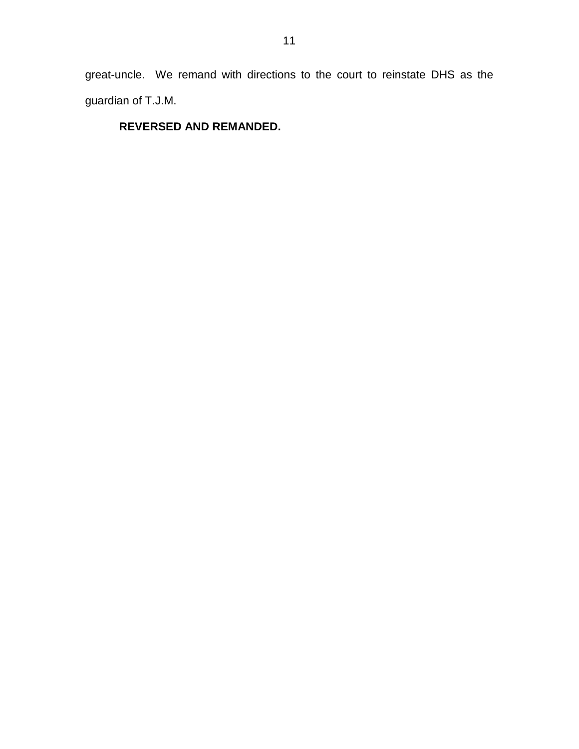great-uncle. We remand with directions to the court to reinstate DHS as the guardian of T.J.M.

**REVERSED AND REMANDED.**